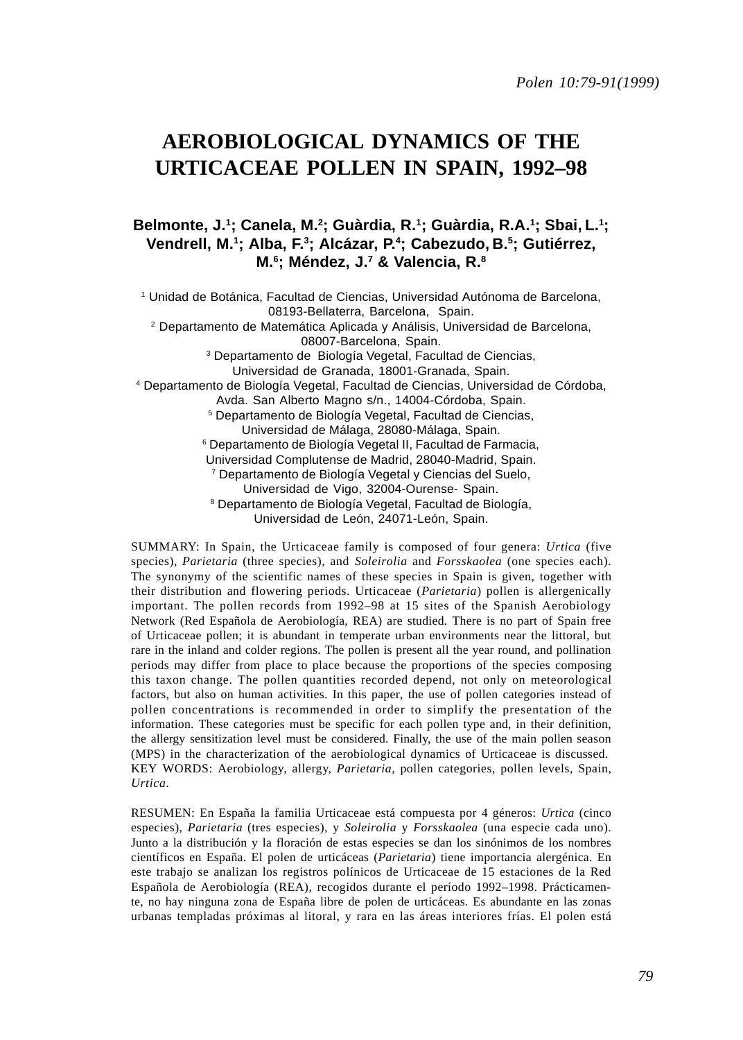# AEROBIOLOGICAL DYNAMICS OF THE URTICACEAE POLLEN IN SPAIN, 1992–98

**Belmonte, J.[1]; Canela, M.[2]; Guàrdia, R.[1]; Guàrdia, R.A.[1]; Sbai, L.[1]; Vendrell, M.[1]; Alba, F.[3]; Alcázar, P.[4]; Cabezudo, B.[5]; Gutiérrez, M.[6]; Méndez, J.[7] & Valencia, R.[8]**

[1] Unidad de Botánica, Facultad de Ciencias, Universidad Autónoma de Barcelona, 08193-Bellaterra, Barcelona, Spain.
[2] Departamento de Matemática Aplicada y Análisis, Universidad de Barcelona, 08007-Barcelona, Spain.
[3] Departamento de Biología Vegetal, Facultad de Ciencias, Universidad de Granada, 18001-Granada, Spain.
[4] Departamento de Biología Vegetal, Facultad de Ciencias, Universidad de Córdoba, Avda. San Alberto Magno s/n., 14004-Córdoba, Spain.
[5] Departamento de Biología Vegetal, Facultad de Ciencias, Universidad de Málaga, 28080-Málaga, Spain.
[6] Departamento de Biología Vegetal II, Facultad de Farmacia, Universidad Complutense de Madrid, 28040-Madrid, Spain.
[7] Departamento de Biología Vegetal y Ciencias del Suelo, Universidad de Vigo, 32004-Ourense- Spain.
[8] Departamento de Biología Vegetal, Facultad de Biología, Universidad de León, 24071-León, Spain.

SUMMARY: In Spain, the Urticaceae family is composed of four genera: *Urtica* (five species), *Parietaria* (three species), and *Soleirolia* and *Forsskaolea* (one species each). The synonymy of the scientific names of these species in Spain is given, together with their distribution and flowering periods. Urticaceae (*Parietaria*) pollen is allergenically important. The pollen records from 1992–98 at 15 sites of the Spanish Aerobiology Network (Red Española de Aerobiología, REA) are studied. There is no part of Spain free of Urticaceae pollen; it is abundant in temperate urban environments near the littoral, but rare in the inland and colder regions. The pollen is present all the year round, and pollination periods may differ from place to place because the proportions of the species composing this taxon change. The pollen quantities recorded depend, not only on meteorological factors, but also on human activities. In this paper, the use of pollen categories instead of pollen concentrations is recommended in order to simplify the presentation of the information. These categories must be specific for each pollen type and, in their definition, the allergy sensitization level must be considered. Finally, the use of the main pollen season (MPS) in the characterization of the aerobiological dynamics of Urticaceae is discussed.
KEY WORDS: Aerobiology, allergy, *Parietaria*, pollen categories, pollen levels, Spain, *Urtica*.

RESUMEN: En España la familia Urticaceae está compuesta por 4 géneros: *Urtica* (cinco especies), *Parietaria* (tres especies), y *Soleirolia* y *Forsskaolea* (una especie cada uno). Junto a la distribución y la floración de estas especies se dan los sinónimos de los nombres científicos en España. El polen de urticáceas (*Parietaria*) tiene importancia alergénica. En este trabajo se analizan los registros polínicos de Urticaceae de 15 estaciones de la Red Española de Aerobiología (REA), recogidos durante el período 1992–1998. Prácticamente, no hay ninguna zona de España libre de polen de urticáceas. Es abundante en las zonas urbanas templadas próximas al litoral, y rara en las áreas interiores frías. El polen está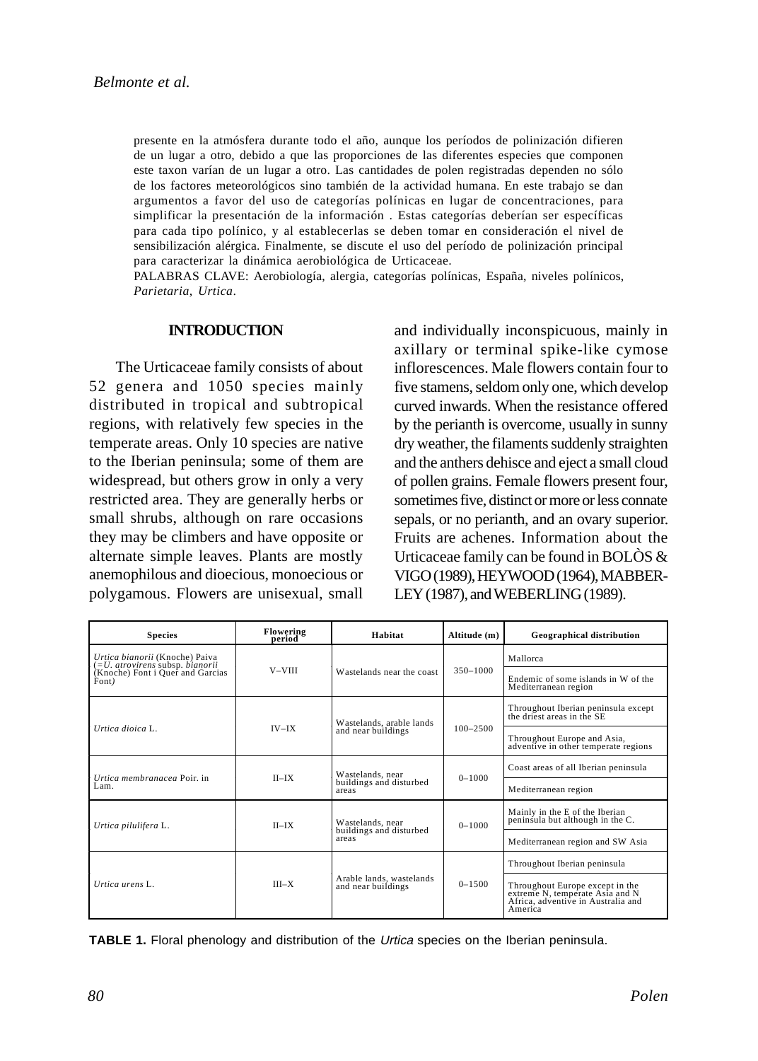presente en la atmósfera durante todo el año, aunque los períodos de polinización difieren de un lugar a otro, debido a que las proporciones de las diferentes especies que componen este taxon varían de un lugar a otro. Las cantidades de polen registradas dependen no sólo de los factores meteorológicos sino también de la actividad humana. En este trabajo se dan argumentos a favor del uso de categorías polínicas en lugar de concentraciones, para simplificar la presentación de la información . Estas categorías deberían ser específicas para cada tipo polínico, y al establecerlas se deben tomar en consideración el nivel de sensibilización alérgica. Finalmente, se discute el uso del período de polinización principal para caracterizar la dinámica aerobiológica de Urticaceae.

PALABRAS CLAVE: Aerobiología, alergia, categorías polínicas, España, niveles polínicos, *Parietaria*, *Urtica*.

## INTRODUCTION

The Urticaceae family consists of about 52 genera and 1050 species mainly distributed in tropical and subtropical regions, with relatively few species in the temperate areas. Only 10 species are native to the Iberian peninsula; some of them are widespread, but others grow in only a very restricted area. They are generally herbs or small shrubs, although on rare occasions they may be climbers and have opposite or alternate simple leaves. Plants are mostly anemophilous and dioecious, monoecious or polygamous. Flowers are unisexual, small and individually inconspicuous, mainly in axillary or terminal spike-like cymose inflorescences. Male flowers contain four to five stamens, seldom only one, which develop curved inwards. When the resistance offered by the perianth is overcome, usually in sunny dry weather, the filaments suddenly straighten and the anthers dehisce and eject a small cloud of pollen grains. Female flowers present four, sometimes five, distinct or more or less connate sepals, or no perianth, and an ovary superior. Fruits are achenes. Information about the Urticaceae family can be found in BOLÒS & VIGO (1989), HEYWOOD (1964), MABBERLEY (1987), and WEBERLING (1989).

| Species | Flowering period | Habitat | Altitude (m) | Geographical distribution |
|---|---|---|---|---|
| *Urtica bianorii* (Knoche) Paiva (=*U. atrovirens* subsp. *bianorii* (Knoche) Font i Quer and Garcias Font) | V–VIII | Wastelands near the coast | 350–1000 | Mallorca |
| | | | | Endemic of some islands in W of the Mediterranean region |
| *Urtica dioica* L. | IV–IX | Wastelands, arable lands and near buildings | 100–2500 | Throughout Iberian peninsula except the driest areas in the SE |
| | | | | Throughout Europe and Asia, adventive in other temperate regions |
| *Urtica membranacea* Poir. in Lam. | II–IX | Wastelands, near buildings and disturbed areas | 0–1000 | Coast areas of all Iberian peninsula |
| | | | | Mediterranean region |
| *Urtica pilulifera* L. | II–IX | Wastelands, near buildings and disturbed areas | 0–1000 | Mainly in the E of the Iberian peninsula but although in the C. |
| | | | | Mediterranean region and SW Asia |
| *Urtica urens* L. | III–X | Arable lands, wastelands and near buildings | 0–1500 | Throughout Iberian peninsula |
| | | | | Throughout Europe except in the extreme N, temperate Asia and N Africa, adventive in Australia and America |

**TABLE 1.** Floral phenology and distribution of the *Urtica* species on the Iberian peninsula.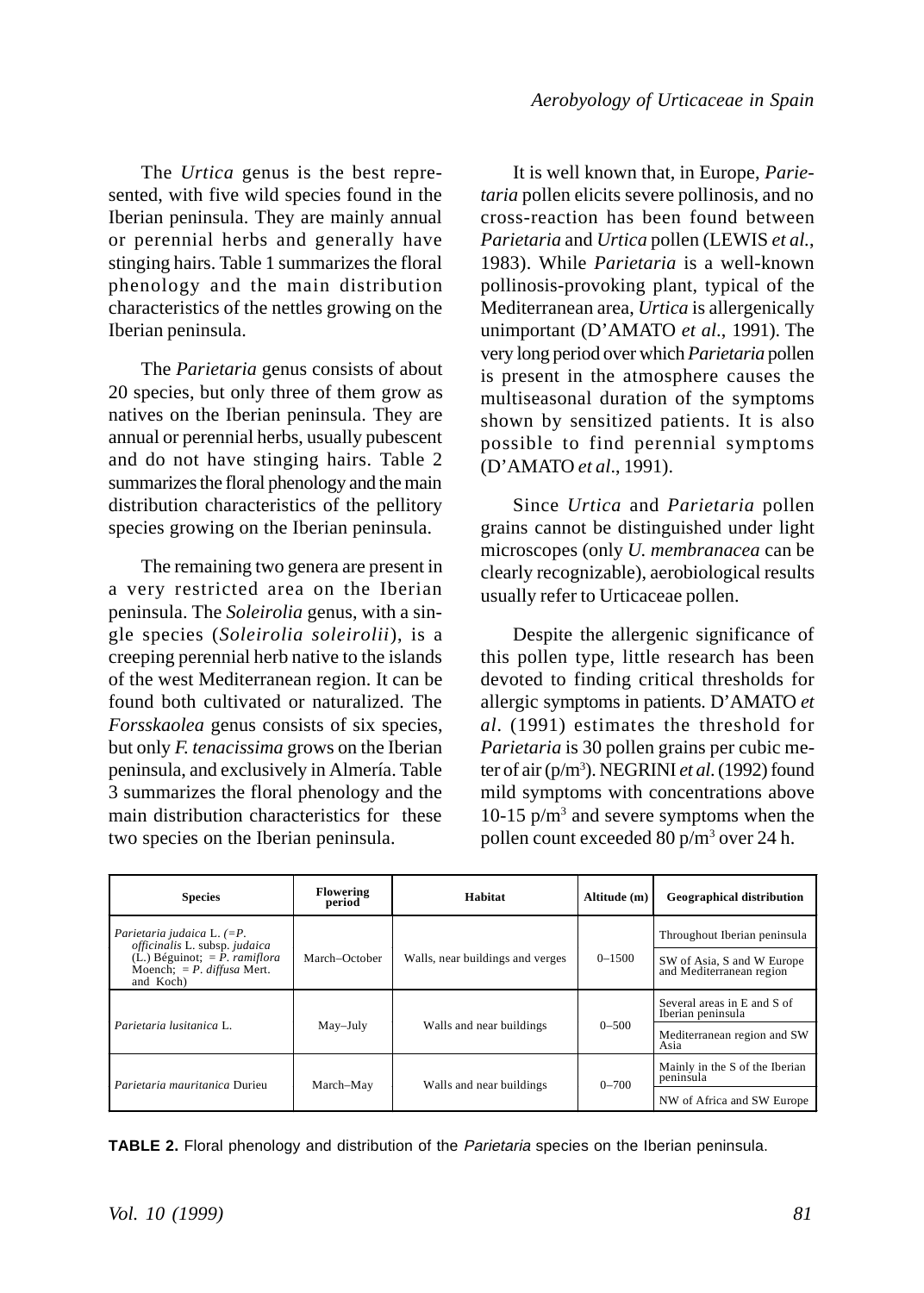The *Urtica* genus is the best represented, with five wild species found in the Iberian peninsula. They are mainly annual or perennial herbs and generally have stinging hairs. Table 1 summarizes the floral phenology and the main distribution characteristics of the nettles growing on the Iberian peninsula.

The *Parietaria* genus consists of about 20 species, but only three of them grow as natives on the Iberian peninsula. They are annual or perennial herbs, usually pubescent and do not have stinging hairs. Table 2 summarizes the floral phenology and the main distribution characteristics of the pellitory species growing on the Iberian peninsula.

The remaining two genera are present in a very restricted area on the Iberian peninsula. The *Soleirolia* genus, with a single species (*Soleirolia soleirolii*), is a creeping perennial herb native to the islands of the west Mediterranean region. It can be found both cultivated or naturalized. The *Forsskaolea* genus consists of six species, but only *F. tenacissima* grows on the Iberian peninsula, and exclusively in Almería. Table 3 summarizes the floral phenology and the main distribution characteristics for these two species on the Iberian peninsula.

It is well known that, in Europe, *Parietaria* pollen elicits severe pollinosis, and no cross-reaction has been found between *Parietaria* and *Urtica* pollen (LEWIS *et al.*, 1983). While *Parietaria* is a well-known pollinosis-provoking plant, typical of the Mediterranean area, *Urtica* is allergenically unimportant (D'AMATO *et al*., 1991). The very long period over which *Parietaria* pollen is present in the atmosphere causes the multiseasonal duration of the symptoms shown by sensitized patients. It is also possible to find perennial symptoms (D'AMATO *et al*., 1991).

Since *Urtica* and *Parietaria* pollen grains cannot be distinguished under light microscopes (only *U. membranacea* can be clearly recognizable), aerobiological results usually refer to Urticaceae pollen.

Despite the allergenic significance of this pollen type, little research has been devoted to finding critical thresholds for allergic symptoms in patients. D'AMATO *et al*. (1991) estimates the threshold for *Parietaria* is 30 pollen grains per cubic meter of air (p/m$^3$). NEGRINI *et al.* (1992) found mild symptoms with concentrations above 10-15 p/m$^3$ and severe symptoms when the pollen count exceeded 80 p/m$^3$ over 24 h.

| Species | Flowering period | Habitat | Altitude (m) | Geographical distribution |
|---|---|---|---|---|
| *Parietaria judaica* L. (=*P. officinalis* L. subsp. *judaica* (L.) Béguinot; = *P. ramiflora* Moench; = *P. diffusa* Mert. and Koch) | March–October | Walls, near buildings and verges | 0–1500 | Throughout Iberian peninsula |
| | | | | SW of Asia, S and W Europe and Mediterranean region |
| *Parietaria lusitanica* L. | May–July | Walls and near buildings | 0–500 | Several areas in E and S of Iberian peninsula |
| | | | | Mediterranean region and SW Asia |
| *Parietaria mauritanica* Durieu | March–May | Walls and near buildings | 0–700 | Mainly in the S of the Iberian peninsula |
| | | | | NW of Africa and SW Europe |

**TABLE 2.** Floral phenology and distribution of the *Parietaria* species on the Iberian peninsula.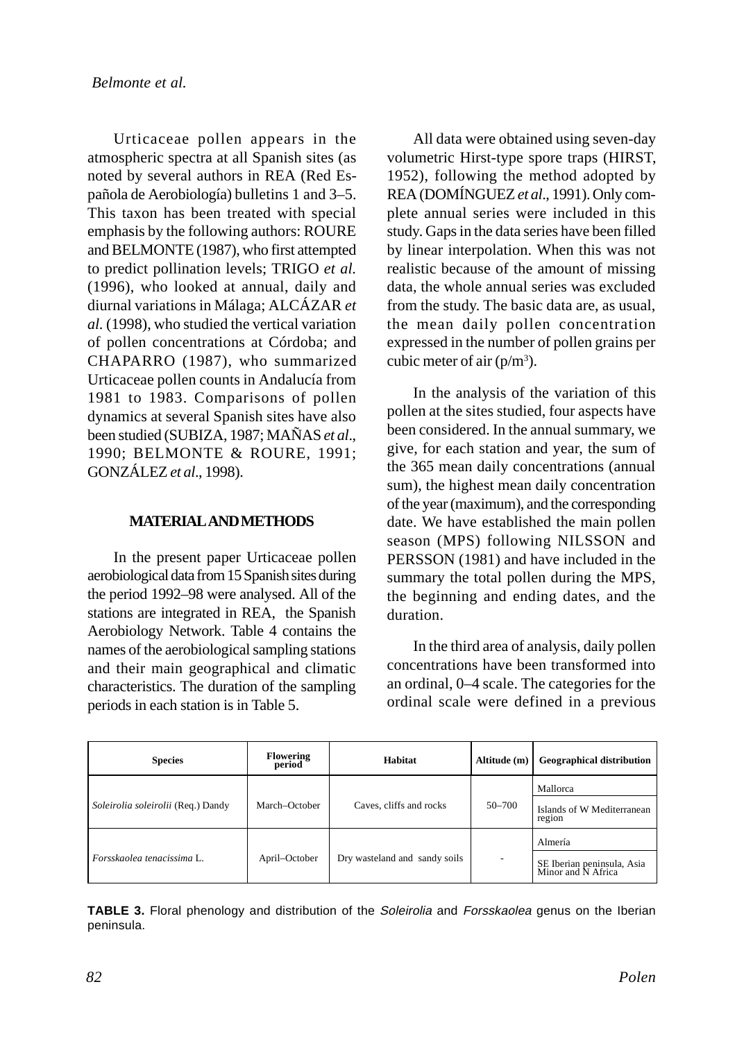Urticaceae pollen appears in the atmospheric spectra at all Spanish sites (as noted by several authors in REA (Red Española de Aerobiología) bulletins 1 and 3–5. This taxon has been treated with special emphasis by the following authors: ROURE and BELMONTE (1987), who first attempted to predict pollination levels; TRIGO *et al.* (1996), who looked at annual, daily and diurnal variations in Málaga; ALCÁZAR *et al.* (1998), who studied the vertical variation of pollen concentrations at Córdoba; and CHAPARRO (1987), who summarized Urticaceae pollen counts in Andalucía from 1981 to 1983. Comparisons of pollen dynamics at several Spanish sites have also been studied (SUBIZA, 1987; MAÑAS *et al*., 1990; BELMONTE & ROURE, 1991; GONZÁLEZ *et al*., 1998).

## MATERIAL AND METHODS

In the present paper Urticaceae pollen aerobiological data from 15 Spanish sites during the period 1992–98 were analysed. All of the stations are integrated in REA, the Spanish Aerobiology Network. Table 4 contains the names of the aerobiological sampling stations and their main geographical and climatic characteristics. The duration of the sampling periods in each station is in Table 5.

All data were obtained using seven-day volumetric Hirst-type spore traps (HIRST, 1952), following the method adopted by REA (DOMÍNGUEZ *et al*., 1991). Only complete annual series were included in this study. Gaps in the data series have been filled by linear interpolation. When this was not realistic because of the amount of missing data, the whole annual series was excluded from the study. The basic data are, as usual, the mean daily pollen concentration expressed in the number of pollen grains per cubic meter of air (p/m$^3$).

In the analysis of the variation of this pollen at the sites studied, four aspects have been considered. In the annual summary, we give, for each station and year, the sum of the 365 mean daily concentrations (annual sum), the highest mean daily concentration of the year (maximum), and the corresponding date. We have established the main pollen season (MPS) following NILSSON and PERSSON (1981) and have included in the summary the total pollen during the MPS, the beginning and ending dates, and the duration.

In the third area of analysis, daily pollen concentrations have been transformed into an ordinal, 0–4 scale. The categories for the ordinal scale were defined in a previous

| Species | Flowering period | Habitat | Altitude (m) | Geographical distribution |
|---|---|---|---|---|
| *Soleirolia soleirolii* (Req.) Dandy | March–October | Caves, cliffs and rocks | 50–700 | Mallorca |
| | | | | Islands of W Mediterranean region |
| *Forsskaolea tenacissima* L. | April–October | Dry wasteland and sandy soils | - | Almería |
| | | | | SE Iberian peninsula, Asia Minor and N Africa |

**TABLE 3.** Floral phenology and distribution of the *Soleirolia* and *Forsskaolea* genus on the Iberian peninsula.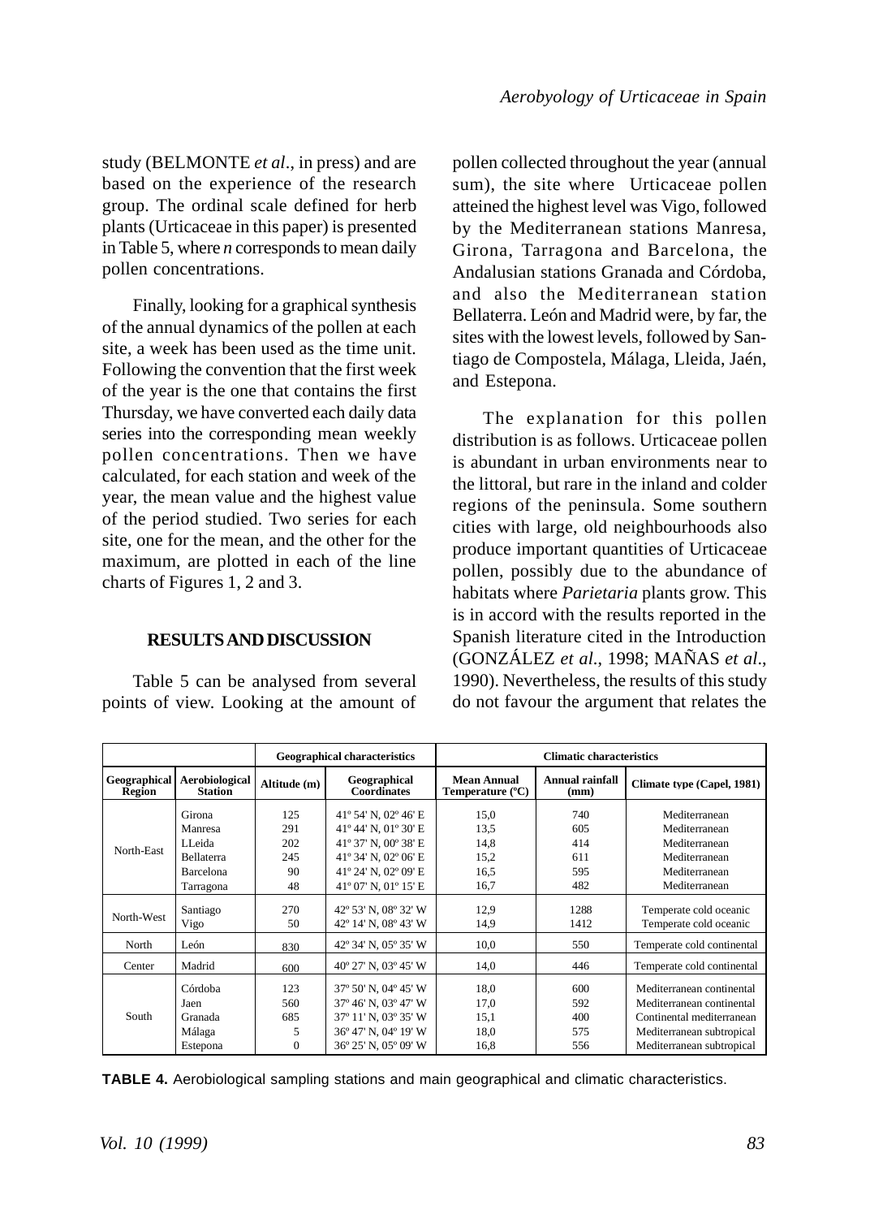study (BELMONTE *et al*., in press) and are based on the experience of the research group. The ordinal scale defined for herb plants (Urticaceae in this paper) is presented in Table 5, where *n* corresponds to mean daily pollen concentrations.

Finally, looking for a graphical synthesis of the annual dynamics of the pollen at each site, a week has been used as the time unit. Following the convention that the first week of the year is the one that contains the first Thursday, we have converted each daily data series into the corresponding mean weekly pollen concentrations. Then we have calculated, for each station and week of the year, the mean value and the highest value of the period studied. Two series for each site, one for the mean, and the other for the maximum, are plotted in each of the line charts of Figures 1, 2 and 3.

## RESULTS AND DISCUSSION

Table 5 can be analysed from several points of view. Looking at the amount of pollen collected throughout the year (annual sum), the site where Urticaceae pollen atteined the highest level was Vigo, followed by the Mediterranean stations Manresa, Girona, Tarragona and Barcelona, the Andalusian stations Granada and Córdoba, and also the Mediterranean station Bellaterra. León and Madrid were, by far, the sites with the lowest levels, followed by Santiago de Compostela, Málaga, Lleida, Jaén, and Estepona.

The explanation for this pollen distribution is as follows. Urticaceae pollen is abundant in urban environments near to the littoral, but rare in the inland and colder regions of the peninsula. Some southern cities with large, old neighbourhoods also produce important quantities of Urticaceae pollen, possibly due to the abundance of habitats where *Parietaria* plants grow. This is in accord with the results reported in the Spanish literature cited in the Introduction (GONZÁLEZ *et al*., 1998; MAÑAS *et al*., 1990). Nevertheless, the results of this study do not favour the argument that relates the

| | | Geographical characteristics | | Climatic characteristics | | |
|---|---|---|---|---|---|---|
| Geographical Region | Aerobiological Station | Altitude (m) | Geographical Coordinates | Mean Annual Temperature (ºC) | Annual rainfall (mm) | Climate type (Capel, 1981) |
| North-East | Girona | 125 | 41º 54' N, 02º 46' E | 15,0 | 740 | Mediterranean |
| | Manresa | 291 | 41º 44' N, 01º 30' E | 13,5 | 605 | Mediterranean |
| | LLeida | 202 | 41º 37' N, 00º 38' E | 14,8 | 414 | Mediterranean |
| | Bellaterra | 245 | 41º 34' N, 02º 06' E | 15,2 | 611 | Mediterranean |
| | Barcelona | 90 | 41º 24' N, 02º 09' E | 16,5 | 595 | Mediterranean |
| | Tarragona | 48 | 41º 07' N, 01º 15' E | 16,7 | 482 | Mediterranean |
| North-West | Santiago | 270 | 42º 53' N, 08º 32' W | 12,9 | 1288 | Temperate cold oceanic |
| | Vigo | 50 | 42º 14' N, 08º 43' W | 14,9 | 1412 | Temperate cold oceanic |
| North | León | 830 | 42º 34' N, 05º 35' W | 10,0 | 550 | Temperate cold continental |
| Center | Madrid | 600 | 40º 27' N, 03º 45' W | 14,0 | 446 | Temperate cold continental |
| South | Córdoba | 123 | 37º 50' N, 04º 45' W | 18,0 | 600 | Mediterranean continental |
| | Jaen | 560 | 37º 46' N, 03º 47' W | 17,0 | 592 | Mediterranean continental |
| | Granada | 685 | 37º 11' N, 03º 35' W | 15,1 | 400 | Continental mediterranean |
| | Málaga | 5 | 36º 47' N, 04º 19' W | 18,0 | 575 | Mediterranean subtropical |
| | Estepona | 0 | 36º 25' N, 05º 09' W | 16,8 | 556 | Mediterranean subtropical |

**TABLE 4.** Aerobiological sampling stations and main geographical and climatic characteristics.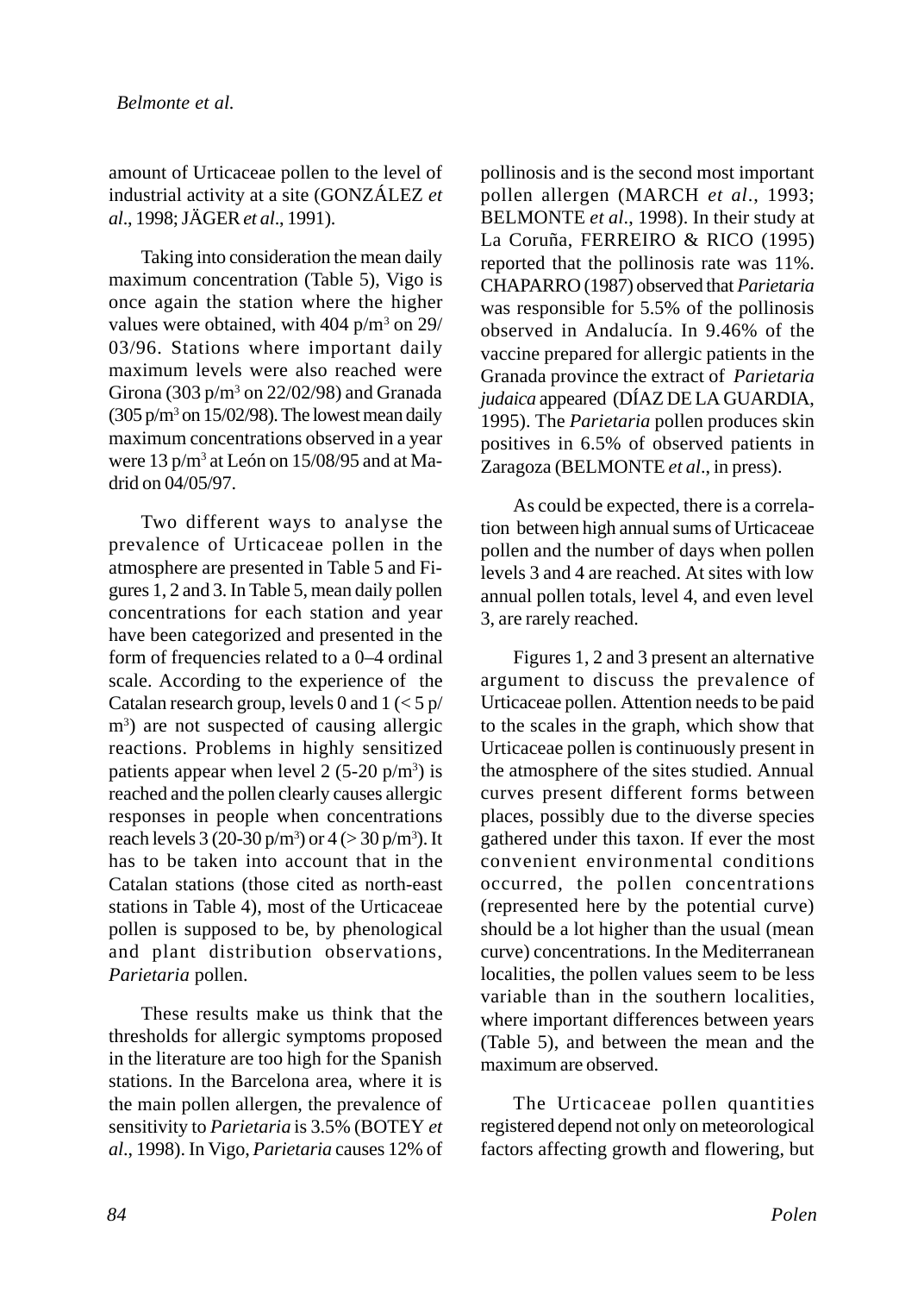amount of Urticaceae pollen to the level of industrial activity at a site (GONZÁLEZ *et al*., 1998; JÄGER *et al*., 1991).

Taking into consideration the mean daily maximum concentration (Table 5), Vigo is once again the station where the higher values were obtained, with 404 p/m$^3$ on 29/03/96. Stations where important daily maximum levels were also reached were Girona (303 p/m$^3$ on 22/02/98) and Granada (305 p/m$^3$ on 15/02/98). The lowest mean daily maximum concentrations observed in a year were 13 p/m$^3$ at León on 15/08/95 and at Madrid on 04/05/97.

Two different ways to analyse the prevalence of Urticaceae pollen in the atmosphere are presented in Table 5 and Figures 1, 2 and 3. In Table 5, mean daily pollen concentrations for each station and year have been categorized and presented in the form of frequencies related to a 0–4 ordinal scale. According to the experience of the Catalan research group, levels 0 and 1 (< 5 p/m$^3$) are not suspected of causing allergic reactions. Problems in highly sensitized patients appear when level 2 (5-20 p/m$^3$) is reached and the pollen clearly causes allergic responses in people when concentrations reach levels 3 (20-30 p/m$^3$) or 4 (> 30 p/m$^3$). It has to be taken into account that in the Catalan stations (those cited as north-east stations in Table 4), most of the Urticaceae pollen is supposed to be, by phenological and plant distribution observations, *Parietaria* pollen.

These results make us think that the thresholds for allergic symptoms proposed in the literature are too high for the Spanish stations. In the Barcelona area, where it is the main pollen allergen, the prevalence of sensitivity to *Parietaria* is 3.5% (BOTEY *et al*., 1998). In Vigo, *Parietaria* causes 12% of pollinosis and is the second most important pollen allergen (MARCH *et al*., 1993; BELMONTE *et al*., 1998). In their study at La Coruña, FERREIRO & RICO (1995) reported that the pollinosis rate was 11%. CHAPARRO (1987) observed that *Parietaria* was responsible for 5.5% of the pollinosis observed in Andalucía. In 9.46% of the vaccine prepared for allergic patients in the Granada province the extract of *Parietaria judaica* appeared (DÍAZ DE LA GUARDIA, 1995). The *Parietaria* pollen produces skin positives in 6.5% of observed patients in Zaragoza (BELMONTE *et al*., in press).

As could be expected, there is a correlation between high annual sums of Urticaceae pollen and the number of days when pollen levels 3 and 4 are reached. At sites with low annual pollen totals, level 4, and even level 3, are rarely reached.

Figures 1, 2 and 3 present an alternative argument to discuss the prevalence of Urticaceae pollen. Attention needs to be paid to the scales in the graph, which show that Urticaceae pollen is continuously present in the atmosphere of the sites studied. Annual curves present different forms between places, possibly due to the diverse species gathered under this taxon. If ever the most convenient environmental conditions occurred, the pollen concentrations (represented here by the potential curve) should be a lot higher than the usual (mean curve) concentrations. In the Mediterranean localities, the pollen values seem to be less variable than in the southern localities, where important differences between years (Table 5), and between the mean and the maximum are observed.

The Urticaceae pollen quantities registered depend not only on meteorological factors affecting growth and flowering, but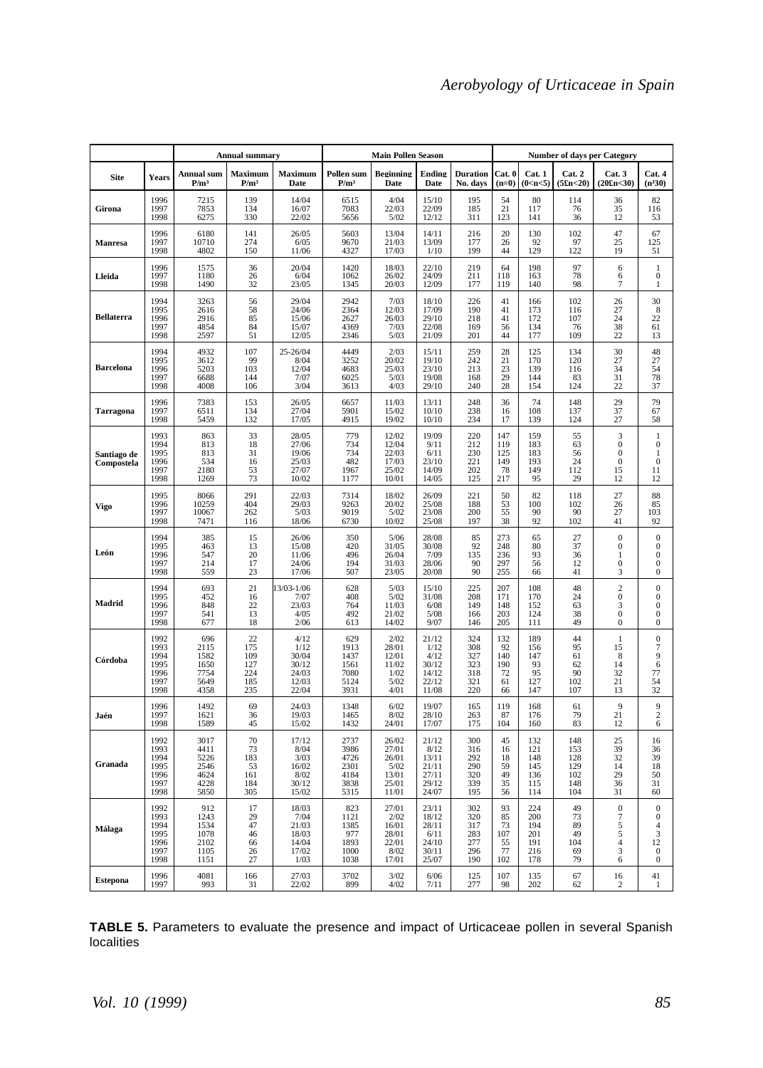| | | Annual summary | | | Main Pollen Season | | | | Number of days per Category | | | | |
|---|---|---|---|---|---|---|---|---|---|---|---|---|---|
| Site | Years | Annual sum P/m³ | Maximum P/m³ | Maximum Date | Pollen sum P/m³ | Beginning Date | Ending Date | Duration No. days | Cat. 0 (n=0) | Cat. 1 (0<n<5) | Cat. 2 (5£n<20) | Cat. 3 (20£n<30) | Cat. 4 (n³30) |
| Girona | 1996 | 7215 | 139 | 14/04 | 6515 | 4/04 | 15/10 | 195 | 54 | 80 | 114 | 36 | 82 |
| | 1997 | 7853 | 134 | 16/07 | 7083 | 22/03 | 22/09 | 185 | 21 | 117 | 76 | 35 | 116 |
| | 1998 | 6275 | 330 | 22/02 | 5656 | 5/02 | 12/12 | 311 | 123 | 141 | 36 | 12 | 53 |
| Manresa | 1996 | 6180 | 141 | 26/05 | 5603 | 13/04 | 14/11 | 216 | 20 | 130 | 102 | 47 | 67 |
| | 1997 | 10710 | 274 | 6/05 | 9670 | 21/03 | 13/09 | 177 | 26 | 92 | 97 | 25 | 125 |
| | 1998 | 4802 | 150 | 11/06 | 4327 | 17/03 | 1/10 | 199 | 44 | 129 | 122 | 19 | 51 |
| Lleida | 1996 | 1575 | 36 | 20/04 | 1420 | 18/03 | 22/10 | 219 | 64 | 198 | 97 | 6 | 1 |
| | 1997 | 1180 | 26 | 6/04 | 1062 | 26/02 | 24/09 | 211 | 118 | 163 | 78 | 6 | 0 |
| | 1998 | 1490 | 32 | 23/05 | 1345 | 20/03 | 12/09 | 177 | 119 | 140 | 98 | 7 | 1 |
| Bellaterra | 1994 | 3263 | 56 | 29/04 | 2942 | 7/03 | 18/10 | 226 | 41 | 166 | 102 | 26 | 30 |
| | 1995 | 2616 | 58 | 24/06 | 2364 | 12/03 | 17/09 | 190 | 41 | 173 | 116 | 27 | 8 |
| | 1996 | 2916 | 85 | 15/06 | 2627 | 26/03 | 29/10 | 218 | 41 | 172 | 107 | 24 | 22 |
| | 1997 | 4854 | 84 | 15/07 | 4369 | 7/03 | 22/08 | 169 | 56 | 134 | 76 | 38 | 61 |
| | 1998 | 2597 | 51 | 12/05 | 2346 | 5/03 | 21/09 | 201 | 44 | 177 | 109 | 22 | 13 |
| Barcelona | 1994 | 4932 | 107 | 25-26/04 | 4449 | 2/03 | 15/11 | 259 | 28 | 125 | 134 | 30 | 48 |
| | 1995 | 3612 | 99 | 8/04 | 3252 | 20/02 | 19/10 | 242 | 21 | 170 | 120 | 27 | 27 |
| | 1996 | 5203 | 103 | 12/04 | 4683 | 25/03 | 23/10 | 213 | 23 | 139 | 116 | 34 | 54 |
| | 1997 | 6688 | 144 | 7/07 | 6025 | 5/03 | 19/08 | 168 | 29 | 144 | 83 | 31 | 78 |
| | 1998 | 4008 | 106 | 3/04 | 3613 | 4/03 | 29/10 | 240 | 28 | 154 | 124 | 22 | 37 |
| Tarragona | 1996 | 7383 | 153 | 26/05 | 6657 | 11/03 | 13/11 | 248 | 36 | 74 | 148 | 29 | 79 |
| | 1997 | 6511 | 134 | 27/04 | 5901 | 15/02 | 10/10 | 238 | 16 | 108 | 137 | 37 | 67 |
| | 1998 | 5459 | 132 | 17/05 | 4915 | 19/02 | 10/10 | 234 | 17 | 139 | 124 | 27 | 58 |
| Santiago de Compostela | 1993 | 863 | 33 | 28/05 | 779 | 12/02 | 19/09 | 220 | 147 | 159 | 55 | 3 | 1 |
| | 1994 | 813 | 18 | 27/06 | 734 | 12/04 | 9/11 | 212 | 119 | 183 | 63 | 0 | 0 |
| | 1995 | 813 | 31 | 19/06 | 734 | 22/03 | 6/11 | 230 | 125 | 183 | 56 | 0 | 1 |
| | 1996 | 534 | 16 | 25/03 | 482 | 17/03 | 23/10 | 221 | 149 | 193 | 24 | 0 | 0 |
| | 1997 | 2180 | 53 | 27/07 | 1967 | 25/02 | 14/09 | 202 | 78 | 149 | 112 | 15 | 11 |
| | 1998 | 1269 | 73 | 10/02 | 1177 | 10/01 | 14/05 | 125 | 217 | 95 | 29 | 12 | 12 |
| Vigo | 1995 | 8066 | 291 | 22/03 | 7314 | 18/02 | 26/09 | 221 | 50 | 82 | 118 | 27 | 88 |
| | 1996 | 10259 | 404 | 29/03 | 9263 | 20/02 | 25/08 | 188 | 53 | 100 | 102 | 26 | 85 |
| | 1997 | 10067 | 262 | 5/03 | 9019 | 5/02 | 23/08 | 200 | 55 | 90 | 90 | 27 | 103 |
| | 1998 | 7471 | 116 | 18/06 | 6730 | 10/02 | 25/08 | 197 | 38 | 92 | 102 | 41 | 92 |
| León | 1994 | 385 | 15 | 26/06 | 350 | 5/06 | 28/08 | 85 | 273 | 65 | 27 | 0 | 0 |
| | 1995 | 463 | 13 | 15/08 | 420 | 31/05 | 30/08 | 92 | 248 | 80 | 37 | 0 | 0 |
| | 1996 | 547 | 20 | 11/06 | 496 | 26/04 | 7/09 | 135 | 236 | 93 | 36 | 1 | 0 |
| | 1997 | 214 | 17 | 24/06 | 194 | 31/03 | 28/06 | 90 | 297 | 56 | 12 | 0 | 0 |
| | 1998 | 559 | 23 | 17/06 | 507 | 23/05 | 20/08 | 90 | 255 | 66 | 41 | 3 | 0 |
| Madrid | 1994 | 693 | 21 | 13/03-1/06 | 628 | 5/03 | 15/10 | 225 | 207 | 108 | 48 | 2 | 0 |
| | 1995 | 452 | 16 | 7/07 | 408 | 5/02 | 31/08 | 208 | 171 | 170 | 24 | 0 | 0 |
| | 1996 | 848 | 22 | 23/03 | 764 | 11/03 | 6/08 | 149 | 148 | 152 | 63 | 3 | 0 |
| | 1997 | 541 | 13 | 4/05 | 492 | 21/02 | 5/08 | 166 | 203 | 124 | 38 | 0 | 0 |
| | 1998 | 677 | 18 | 2/06 | 613 | 14/02 | 9/07 | 146 | 205 | 111 | 49 | 0 | 0 |
| Córdoba | 1992 | 696 | 22 | 4/12 | 629 | 2/02 | 21/12 | 324 | 132 | 189 | 44 | 1 | 0 |
| | 1993 | 2115 | 175 | 1/12 | 1913 | 28/01 | 1/12 | 308 | 92 | 156 | 95 | 15 | 7 |
| | 1994 | 1582 | 109 | 30/04 | 1437 | 12/01 | 4/12 | 327 | 140 | 147 | 61 | 8 | 9 |
| | 1995 | 1650 | 127 | 30/12 | 1561 | 11/02 | 30/12 | 323 | 190 | 93 | 62 | 14 | 6 |
| | 1996 | 7754 | 224 | 24/03 | 7080 | 1/02 | 14/12 | 318 | 72 | 95 | 90 | 32 | 77 |
| | 1997 | 5649 | 185 | 12/03 | 5124 | 5/02 | 22/12 | 321 | 61 | 127 | 102 | 21 | 54 |
| | 1998 | 4358 | 235 | 22/04 | 3931 | 4/01 | 11/08 | 220 | 66 | 147 | 107 | 13 | 32 |
| Jaén | 1996 | 1492 | 69 | 24/03 | 1348 | 6/02 | 19/07 | 165 | 119 | 168 | 61 | 9 | 9 |
| | 1997 | 1621 | 36 | 19/03 | 1465 | 8/02 | 28/10 | 263 | 87 | 176 | 79 | 21 | 2 |
| | 1998 | 1589 | 45 | 15/02 | 1432 | 24/01 | 17/07 | 175 | 104 | 160 | 83 | 12 | 6 |
| Granada | 1992 | 3017 | 70 | 17/12 | 2737 | 26/02 | 21/12 | 300 | 45 | 132 | 148 | 25 | 16 |
| | 1993 | 4411 | 73 | 8/04 | 3986 | 27/01 | 8/12 | 316 | 16 | 121 | 153 | 39 | 36 |
| | 1994 | 5226 | 183 | 3/03 | 4726 | 26/01 | 13/11 | 292 | 18 | 148 | 128 | 32 | 39 |
| | 1995 | 2546 | 53 | 16/02 | 2301 | 5/02 | 21/11 | 290 | 59 | 145 | 129 | 14 | 18 |
| | 1996 | 4624 | 161 | 8/02 | 4184 | 13/01 | 27/11 | 320 | 49 | 136 | 102 | 29 | 50 |
| | 1997 | 4228 | 184 | 30/12 | 3838 | 25/01 | 29/12 | 339 | 35 | 115 | 148 | 36 | 31 |
| | 1998 | 5850 | 305 | 15/02 | 5315 | 11/01 | 24/07 | 195 | 56 | 114 | 104 | 31 | 60 |
| Málaga | 1992 | 912 | 17 | 18/03 | 823 | 27/01 | 23/11 | 302 | 93 | 224 | 49 | 0 | 0 |
| | 1993 | 1243 | 29 | 7/04 | 1121 | 2/02 | 18/12 | 320 | 85 | 200 | 73 | 7 | 0 |
| | 1994 | 1534 | 47 | 21/03 | 1385 | 16/01 | 28/11 | 317 | 73 | 194 | 89 | 5 | 4 |
| | 1995 | 1078 | 46 | 18/03 | 977 | 28/01 | 6/11 | 283 | 107 | 201 | 49 | 5 | 3 |
| | 1996 | 2102 | 66 | 14/04 | 1893 | 22/01 | 24/10 | 277 | 55 | 191 | 104 | 4 | 12 |
| | 1997 | 1105 | 26 | 17/02 | 1000 | 8/02 | 30/11 | 296 | 77 | 216 | 69 | 3 | 0 |
| | 1998 | 1151 | 27 | 1/03 | 1038 | 17/01 | 25/07 | 190 | 102 | 178 | 79 | 6 | 0 |
| Estepona | 1996 | 4081 | 166 | 27/03 | 3702 | 3/02 | 6/06 | 125 | 107 | 135 | 67 | 16 | 41 |
| | 1997 | 993 | 31 | 22/02 | 899 | 4/02 | 7/11 | 277 | 98 | 202 | 62 | 2 | 1 |

**TABLE 5.** Parameters to evaluate the presence and impact of Urticaceae pollen in several Spanish localities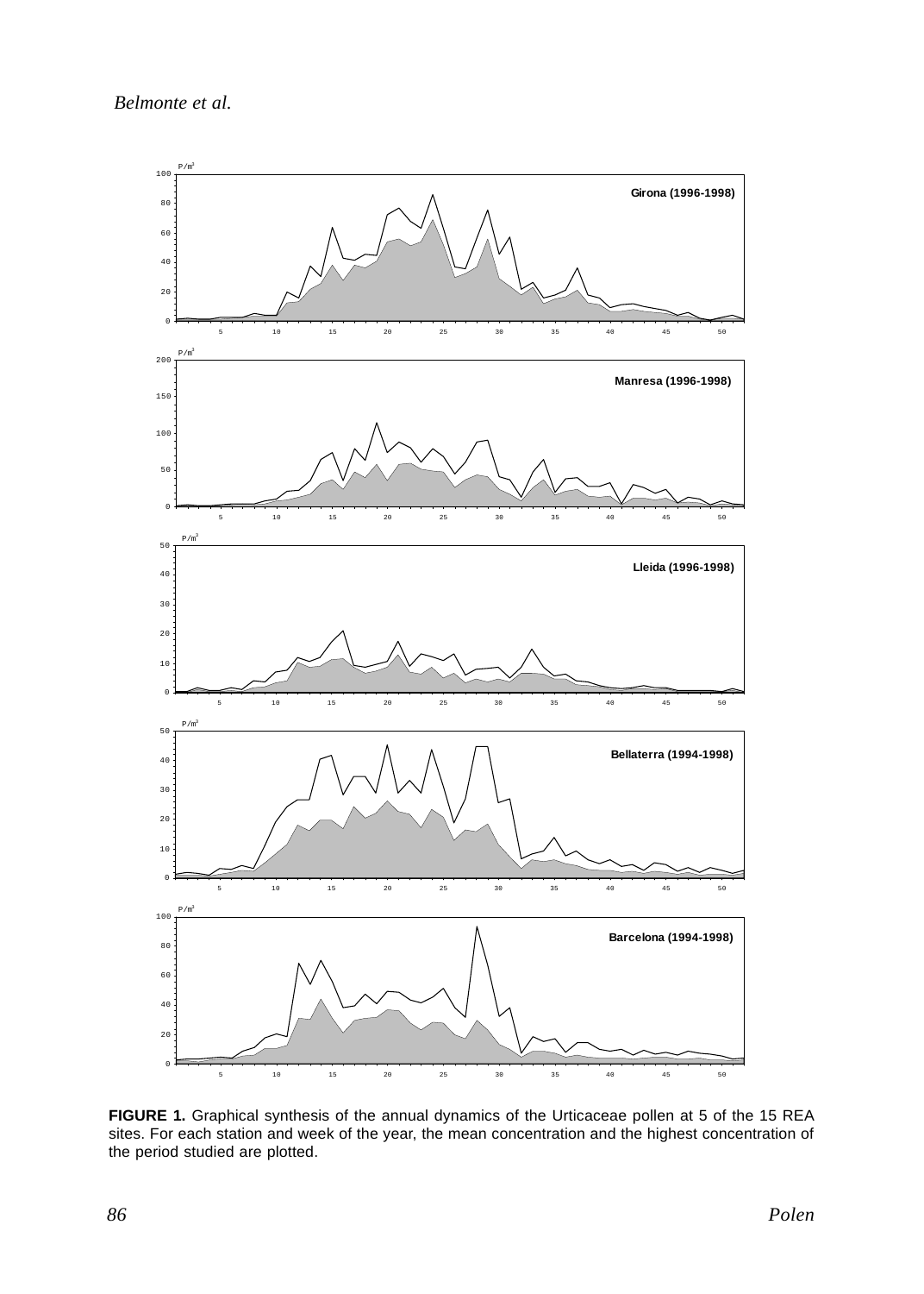**FIGURE 1.** Graphical synthesis of the annual dynamics of the Urticaceae pollen at 5 of the 15 REA sites. For each station and week of the year, the mean concentration and the highest concentration of the period studied are plotted.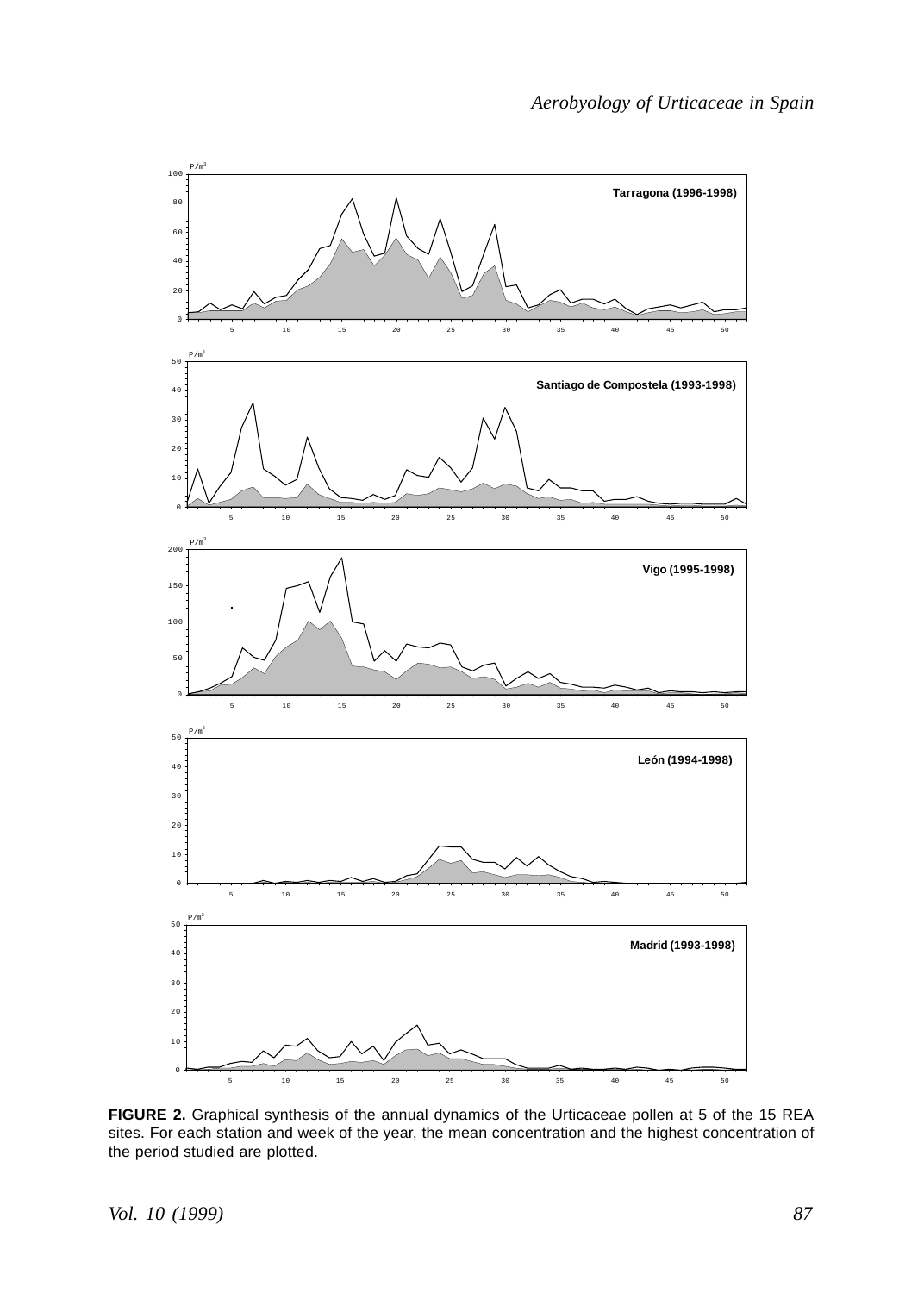**FIGURE 2.** Graphical synthesis of the annual dynamics of the Urticaceae pollen at 5 of the 15 REA sites. For each station and week of the year, the mean concentration and the highest concentration of the period studied are plotted.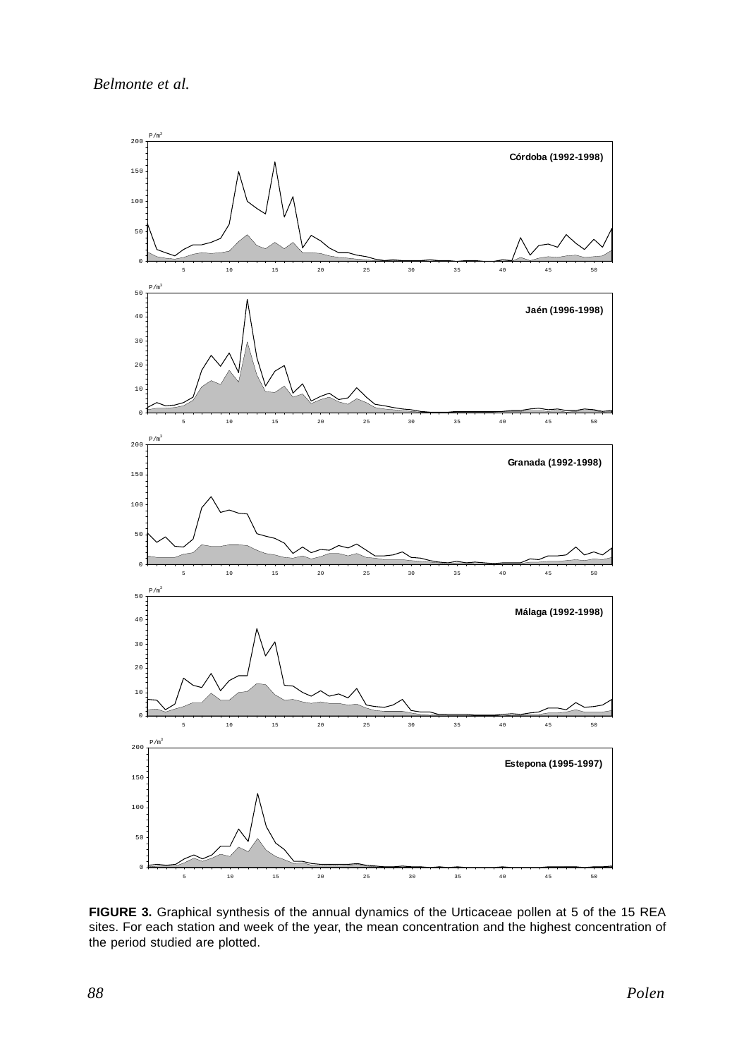**FIGURE 3.** Graphical synthesis of the annual dynamics of the Urticaceae pollen at 5 of the 15 REA sites. For each station and week of the year, the mean concentration and the highest concentration of the period studied are plotted.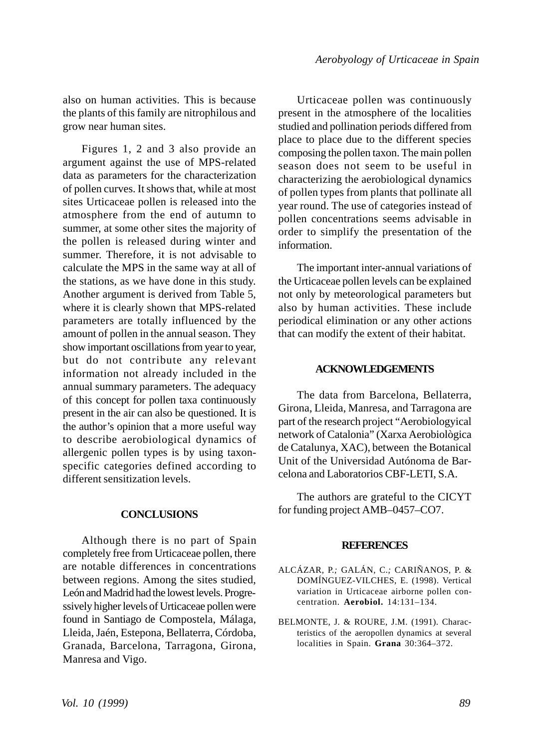also on human activities. This is because the plants of this family are nitrophilous and grow near human sites.

Figures 1, 2 and 3 also provide an argument against the use of MPS-related data as parameters for the characterization of pollen curves. It shows that, while at most sites Urticaceae pollen is released into the atmosphere from the end of autumn to summer, at some other sites the majority of the pollen is released during winter and summer. Therefore, it is not advisable to calculate the MPS in the same way at all of the stations, as we have done in this study. Another argument is derived from Table 5, where it is clearly shown that MPS-related parameters are totally influenced by the amount of pollen in the annual season. They show important oscillations from year to year, but do not contribute any relevant information not already included in the annual summary parameters. The adequacy of this concept for pollen taxa continuously present in the air can also be questioned. It is the author's opinion that a more useful way to describe aerobiological dynamics of allergenic pollen types is by using taxon-specific categories defined according to different sensitization levels.

## CONCLUSIONS

Although there is no part of Spain completely free from Urticaceae pollen, there are notable differences in concentrations between regions. Among the sites studied, León and Madrid had the lowest levels. Progressively higher levels of Urticaceae pollen were found in Santiago de Compostela, Málaga, Lleida, Jaén, Estepona, Bellaterra, Córdoba, Granada, Barcelona, Tarragona, Girona, Manresa and Vigo.

Urticaceae pollen was continuously present in the atmosphere of the localities studied and pollination periods differed from place to place due to the different species composing the pollen taxon. The main pollen season does not seem to be useful in characterizing the aerobiological dynamics of pollen types from plants that pollinate all year round. The use of categories instead of pollen concentrations seems advisable in order to simplify the presentation of the information.

The important inter-annual variations of the Urticaceae pollen levels can be explained not only by meteorological parameters but also by human activities. These include periodical elimination or any other actions that can modify the extent of their habitat.

## ACKNOWLEDGEMENTS

The data from Barcelona, Bellaterra, Girona, Lleida, Manresa, and Tarragona are part of the research project "Aerobiologyical network of Catalonia" (Xarxa Aerobiològica de Catalunya, XAC), between the Botanical Unit of the Universidad Autónoma de Barcelona and Laboratorios CBF-LETI, S.A.

The authors are grateful to the CICYT for funding project AMB–0457–CO7.

## REFERENCES

ALCÁZAR, P.; GALÁN, C.; CARIÑANOS, P. & DOMÍNGUEZ-VILCHES, E. (1998). Vertical variation in Urticaceae airborne pollen concentration. **Aerobiol.** 14:131–134.

BELMONTE, J. & ROURE, J.M. (1991). Characteristics of the aeropollen dynamics at several localities in Spain. **Grana** 30:364–372.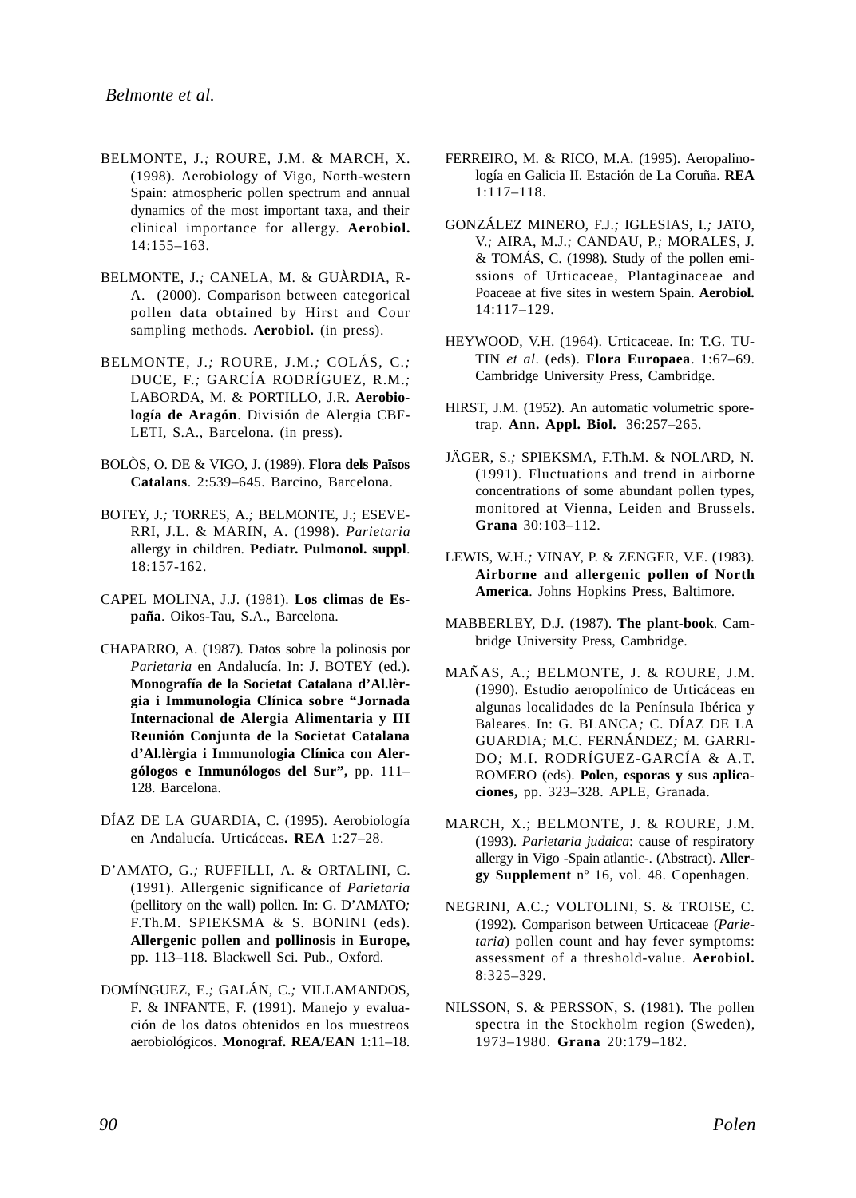BELMONTE, J.; ROURE, J.M. & MARCH, X. (1998). Aerobiology of Vigo, North-western Spain: atmospheric pollen spectrum and annual dynamics of the most important taxa, and their clinical importance for allergy. **Aerobiol.** 14:155–163.

BELMONTE, J.; CANELA, M. & GUÀRDIA, R-A. (2000). Comparison between categorical pollen data obtained by Hirst and Cour sampling methods. **Aerobiol.** (in press).

BELMONTE, J.; ROURE, J.M.; COLÁS, C.; DUCE, F.; GARCÍA RODRÍGUEZ, R.M.; LABORDA, M. & PORTILLO, J.R. **Aerobiología de Aragón**. División de Alergia CBF-LETI, S.A., Barcelona. (in press).

BOLÒS, O. DE & VIGO, J. (1989). **Flora dels Països Catalans**. 2:539–645. Barcino, Barcelona.

BOTEY, J.; TORRES, A.; BELMONTE, J.; ESEVERRI, J.L. & MARIN, A. (1998). *Parietaria* allergy in children. **Pediatr. Pulmonol. suppl**. 18:157-162.

CAPEL MOLINA, J.J. (1981). **Los climas de España**. Oikos-Tau, S.A., Barcelona.

CHAPARRO, A. (1987). Datos sobre la polinosis por *Parietaria* en Andalucía. In: J. BOTEY (ed.). **Monografía de la Societat Catalana d'Al.lèrgia i Immunologia Clínica sobre "Jornada Internacional de Alergia Alimentaria y III Reunión Conjunta de la Societat Catalana d'Al.lèrgia i Immunologia Clínica con Alergólogos e Inmunólogos del Sur",** pp. 111–128. Barcelona.

DÍAZ DE LA GUARDIA, C. (1995). Aerobiología en Andalucía. Urticáceas**. REA** 1:27–28.

D'AMATO, G.; RUFFILLI, A. & ORTALINI, C. (1991). Allergenic significance of *Parietaria* (pellitory on the wall) pollen. In: G. D'AMATO; F.Th.M. SPIEKSMA & S. BONINI (eds). **Allergenic pollen and pollinosis in Europe,** pp. 113–118. Blackwell Sci. Pub., Oxford.

DOMÍNGUEZ, E.; GALÁN, C.; VILLAMANDOS, F. & INFANTE, F. (1991). Manejo y evaluación de los datos obtenidos en los muestreos aerobiológicos. **Monograf. REA/EAN** 1:11–18.

FERREIRO, M. & RICO, M.A. (1995). Aeropalinología en Galicia II. Estación de La Coruña. **REA** 1:117–118.

GONZÁLEZ MINERO, F.J.; IGLESIAS, I.; JATO, V.; AIRA, M.J.; CANDAU, P.; MORALES, J. & TOMÁS, C. (1998). Study of the pollen emissions of Urticaceae, Plantaginaceae and Poaceae at five sites in western Spain. **Aerobiol.** 14:117–129.

HEYWOOD, V.H. (1964). Urticaceae. In: T.G. TUTIN *et al*. (eds). **Flora Europaea**. 1:67–69. Cambridge University Press, Cambridge.

HIRST, J.M. (1952). An automatic volumetric sporetrap. **Ann. Appl. Biol.** 36:257–265.

JÄGER, S.; SPIEKSMA, F.Th.M. & NOLARD, N. (1991). Fluctuations and trend in airborne concentrations of some abundant pollen types, monitored at Vienna, Leiden and Brussels. **Grana** 30:103–112.

LEWIS, W.H.; VINAY, P. & ZENGER, V.E. (1983). **Airborne and allergenic pollen of North America**. Johns Hopkins Press, Baltimore.

MABBERLEY, D.J. (1987). **The plant-book**. Cambridge University Press, Cambridge.

MAÑAS, A.; BELMONTE, J. & ROURE, J.M. (1990). Estudio aeropolínico de Urticáceas en algunas localidades de la Península Ibérica y Baleares. In: G. BLANCA; C. DÍAZ DE LA GUARDIA; M.C. FERNÁNDEZ; M. GARRIDO; M.I. RODRÍGUEZ-GARCÍA & A.T. ROMERO (eds). **Polen, esporas y sus aplicaciones,** pp. 323–328. APLE, Granada.

MARCH, X.; BELMONTE, J. & ROURE, J.M. (1993). *Parietaria judaica*: cause of respiratory allergy in Vigo -Spain atlantic-. (Abstract). **Allergy Supplement** nº 16, vol. 48. Copenhagen.

NEGRINI, A.C.; VOLTOLINI, S. & TROISE, C. (1992). Comparison between Urticaceae (*Parietaria*) pollen count and hay fever symptoms: assessment of a threshold-value. **Aerobiol.** 8:325–329.

NILSSON, S. & PERSSON, S. (1981). The pollen spectra in the Stockholm region (Sweden), 1973–1980. **Grana** 20:179–182.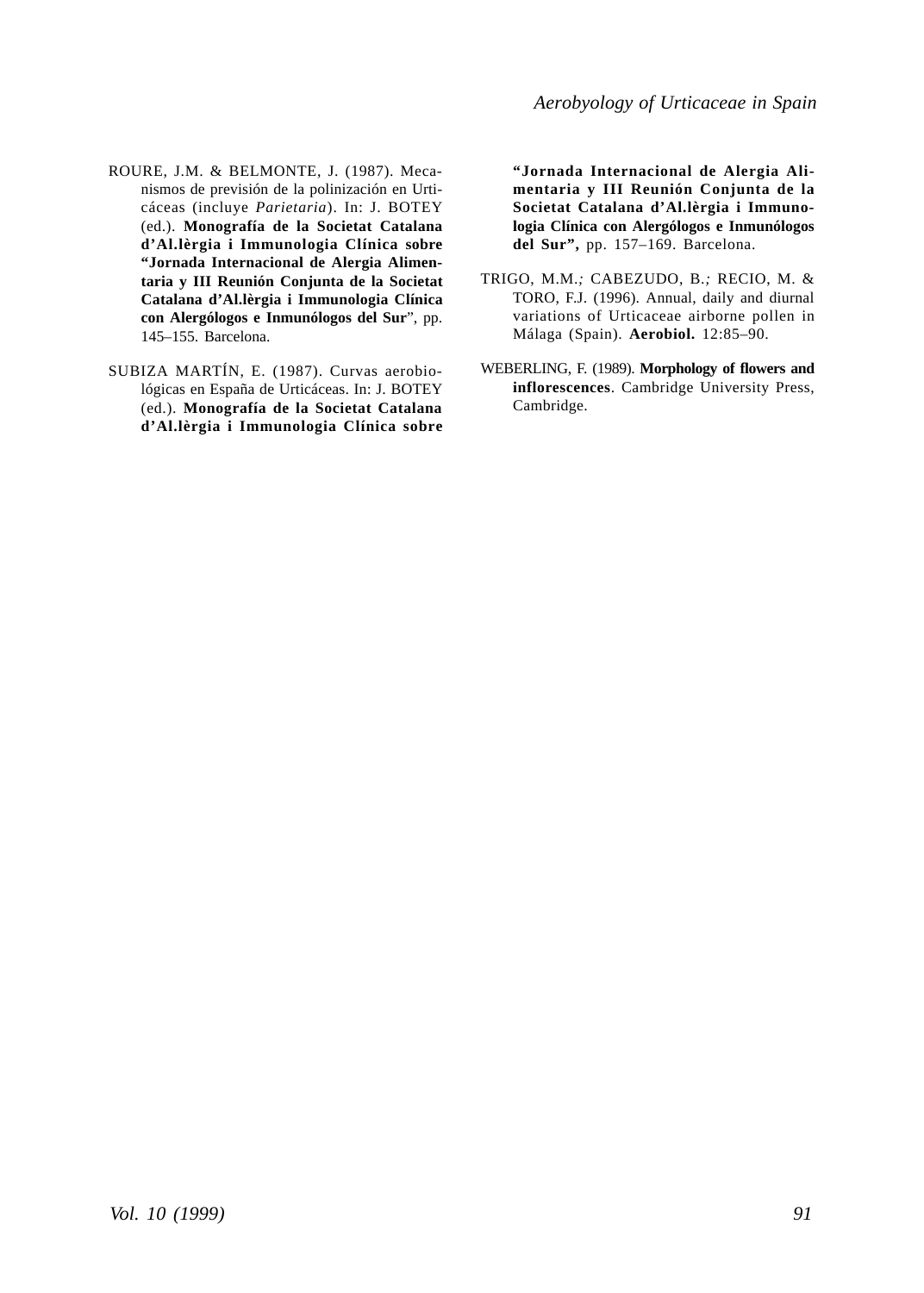ROURE, J.M. & BELMONTE, J. (1987). Mecanismos de previsión de la polinización en Urticáceas (incluye *Parietaria*). In: J. BOTEY (ed.). **Monografía de la Societat Catalana d'Al.lèrgia i Immunologia Clínica sobre "Jornada Internacional de Alergia Alimentaria y III Reunión Conjunta de la Societat Catalana d'Al.lèrgia i Immunologia Clínica con Alergólogos e Inmunólogos del Sur**", pp. 145–155. Barcelona.

SUBIZA MARTÍN, E. (1987). Curvas aerobiológicas en España de Urticáceas. In: J. BOTEY (ed.). **Monografía de la Societat Catalana d'Al.lèrgia i Immunologia Clínica sobre "Jornada Internacional de Alergia Alimentaria y III Reunión Conjunta de la Societat Catalana d'Al.lèrgia i Immunologia Clínica con Alergólogos e Inmunólogos del Sur",** pp. 157–169. Barcelona.

TRIGO, M.M.; CABEZUDO, B.; RECIO, M. & TORO, F.J. (1996). Annual, daily and diurnal variations of Urticaceae airborne pollen in Málaga (Spain). **Aerobiol.** 12:85–90.

WEBERLING, F. (1989). **Morphology of flowers and inflorescences**. Cambridge University Press, Cambridge.